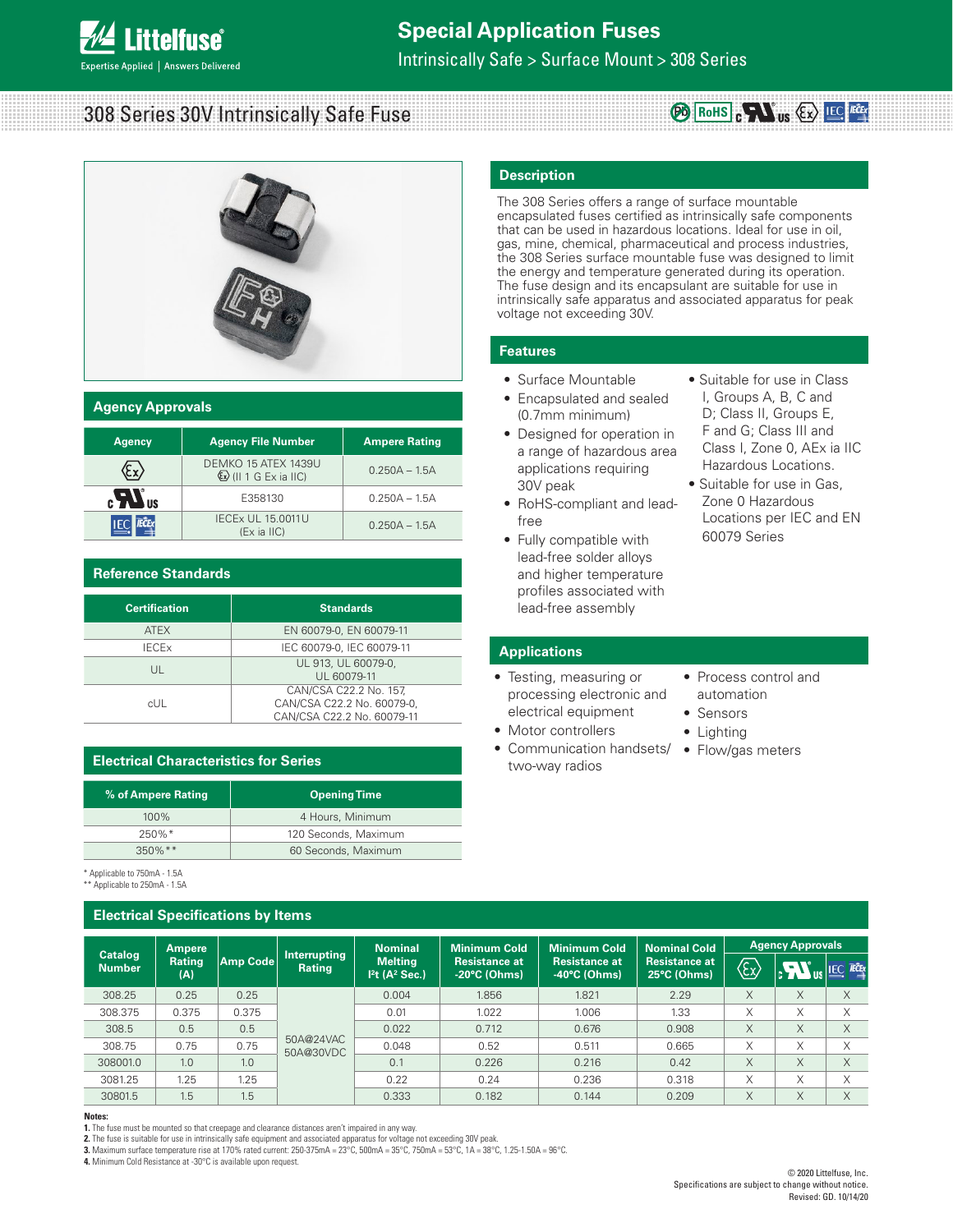# Special Application Fuses

Intrinsically Safe > Surface Mount > 308 Series

## 308 Series 30V Intrinsically Safe Fuse

### Description

The 308 Series offers a range of surface mountable encapsulated fuses certified as intrinsically safe components that can be used in hazardous locations. Ideal for use in oil, gas, mine, chemical, pharmaceutical and process industries, the 308 Series surface mountable fuse was designed to limit the energy and temperature generated during its operation. The fuse design and its encapsulant are suitable for use in intrinsically safe apparatus and associated apparatus for peak voltage not exceeding 30V.

### Features

- Surface Mountable
- Encapsulated and sealed (0.7mm minimum)
- Designed for operation in a range of hazardous area applications requiring 30V peak
- RoHS-compliant and lead-free
- Fully compatible with lead-free solder alloys and higher temperature profiles associated with lead-free assembly
- Suitable for use in Class I, Groups A, B, C and D; Class II, Groups E, F and G; Class III and Class I, Zone 0, AEx ia IIC Hazardous Locations.
- Suitable for use in Gas, Zone 0 Hazardous Locations per IEC and EN 60079 Series

### Applications

- Testing, measuring or processing electronic and electrical equipment
- Motor controllers
- Communication handsets/ two-way radios
- Process control and automation
- Sensors
- Lighting
- Flow/gas meters

### Agency Approvals

| Agency | Agency File Number | Ampere Rating |
|---|---|---|
| Ex | DEMKO 15 ATEX 1439U Ex (II 1 G Ex ia IIC) | 0.250A – 1.5A |
| cULus | E358130 | 0.250A – 1.5A |
| IEC IECEx | IECEx UL 15.0011U (Ex ia IIC) | 0.250A – 1.5A |

### Reference Standards

| Certification | Standards |
|---|---|
| ATEX | EN 60079-0, EN 60079-11 |
| IECEx | IEC 60079-0, IEC 60079-11 |
| UL | UL 913, UL 60079-0, UL 60079-11 |
| cUL | CAN/CSA C22.2 No. 157, CAN/CSA C22.2 No. 60079-0, CAN/CSA C22.2 No. 60079-11 |

### Electrical Characteristics for Series

| % of Ampere Rating | Opening Time |
|---|---|
| 100% | 4 Hours, Minimum |
| 250%* | 120 Seconds, Maximum |
| 350%** | 60 Seconds, Maximum |

\* Applicable to 750mA - 1.5A
\*\* Applicable to 250mA - 1.5A

### Electrical Specifications by Items

| Catalog Number | Ampere Rating (A) | Amp Code | Interrupting Rating | Nominal Melting $I^2t$ ($A^2$ Sec.) | Minimum Cold Resistance at -20°C (Ohms) | Minimum Cold Resistance at -40°C (Ohms) | Nominal Cold Resistance at 25°C (Ohms) | Agency Approvals: Ex | Agency Approvals: cULus | Agency Approvals: IEC IECEx |
|---|---|---|---|---|---|---|---|---|---|---|
| 308.25 | 0.25 | 0.25 | 50A@24VAC 50A@30VDC | 0.004 | 1.856 | 1.821 | 2.29 | X | X | X |
| 308.375 | 0.375 | 0.375 | | 0.01 | 1.022 | 1.006 | 1.33 | X | X | X |
| 308.5 | 0.5 | 0.5 | | 0.022 | 0.712 | 0.676 | 0.908 | X | X | X |
| 308.75 | 0.75 | 0.75 | | 0.048 | 0.52 | 0.511 | 0.665 | X | X | X |
| 308001.0 | 1.0 | 1.0 | | 0.1 | 0.226 | 0.216 | 0.42 | X | X | X |
| 3081.25 | 1.25 | 1.25 | | 0.22 | 0.24 | 0.236 | 0.318 | X | X | X |
| 30801.5 | 1.5 | 1.5 | | 0.333 | 0.182 | 0.144 | 0.209 | X | X | X |

**Notes:**

1. The fuse must be mounted so that creepage and clearance distances aren't impaired in any way.
2. The fuse is suitable for use in intrinsically safe equipment and associated apparatus for voltage not exceeding 30V peak.
3. Maximum surface temperature rise at 170% rated current: 250-375mA = 23°C, 500mA = 35°C, 750mA = 53°C, 1A = 38°C, 1.25-1.50A = 96°C.
4. Minimum Cold Resistance at -30°C is available upon request.

© 2020 Littelfuse, Inc.
Specifications are subject to change without notice.
Revised: GD. 10/14/20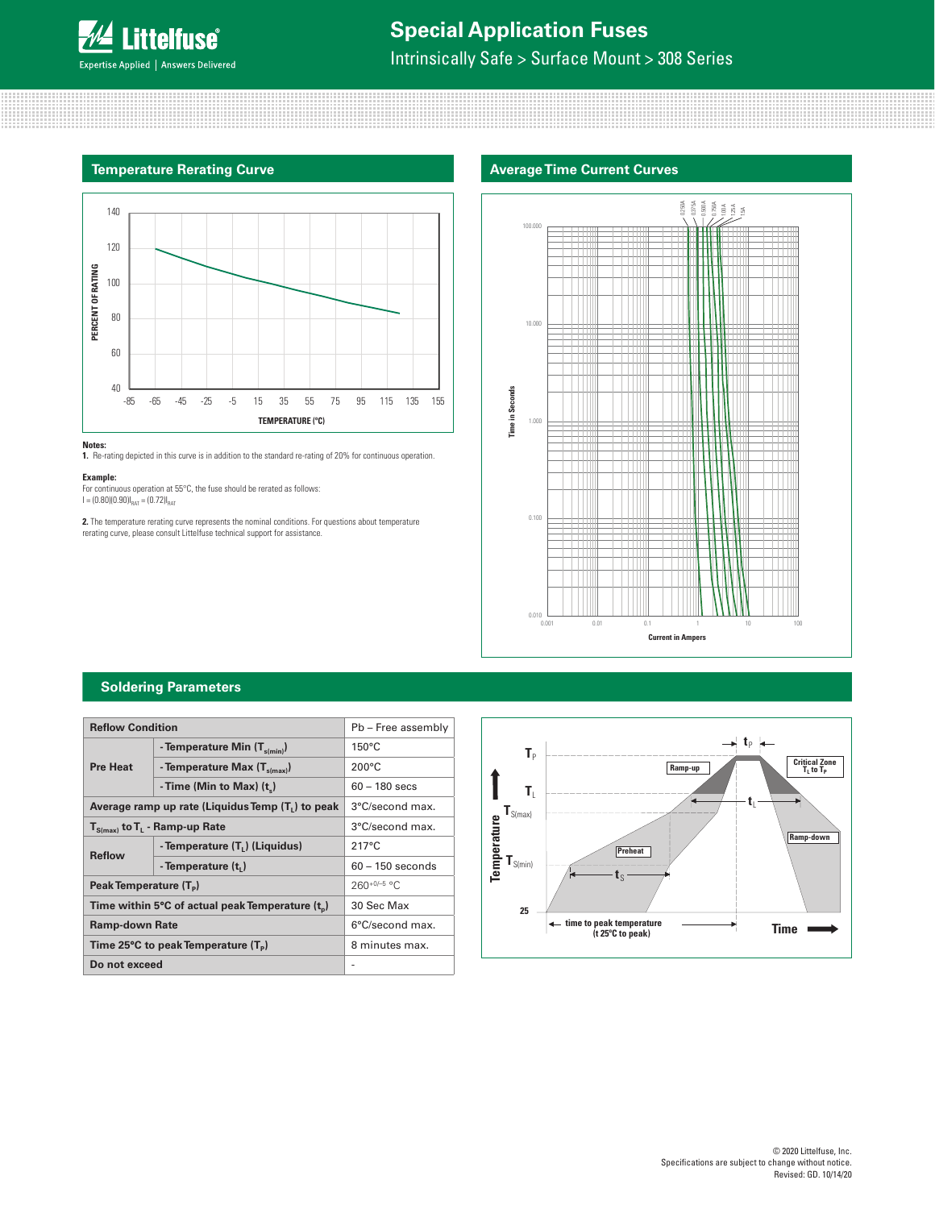## Temperature Rerating Curve

**Notes:**

**1.** Re-rating depicted in this curve is in addition to the standard re-rating of 20% for continuous operation.

**Example:**

For continuous operation at 55°C, the fuse should be rerated as follows:
$I = (0.80)(0.90)I_{RAT} = (0.72)I_{RAT}$

**2.** The temperature rerating curve represents the nominal conditions. For questions about temperature rerating curve, please consult Littelfuse technical support for assistance.

## Average Time Current Curves

## Soldering Parameters

| Reflow Condition | | Pb – Free assembly |
|---|---|---|
| Pre Heat | - Temperature Min ($T_{s(min)}$) | 150°C |
| | - Temperature Max ($T_{s(max)}$) | 200°C |
| | - Time (Min to Max) ($t_s$) | 60 – 180 secs |
| Average ramp up rate (Liquidus Temp ($T_L$) to peak | | 3°C/second max. |
| $T_{S(max)}$ to $T_L$ - Ramp-up Rate | | 3°C/second max. |
| Reflow | - Temperature ($T_L$) (Liquidus) | 217°C |
| | - Temperature ($t_L$) | 60 – 150 seconds |
| Peak Temperature ($T_P$) | | $260^{+0/-5}$ °C |
| Time within 5°C of actual peak Temperature ($t_p$) | | 30 Sec Max |
| Ramp-down Rate | | 6°C/second max. |
| Time 25°C to peak Temperature ($T_P$) | | 8 minutes max. |
| Do not exceed | | - |

© 2020 Littelfuse, Inc.
Specifications are subject to change without notice.
Revised: GD. 10/14/20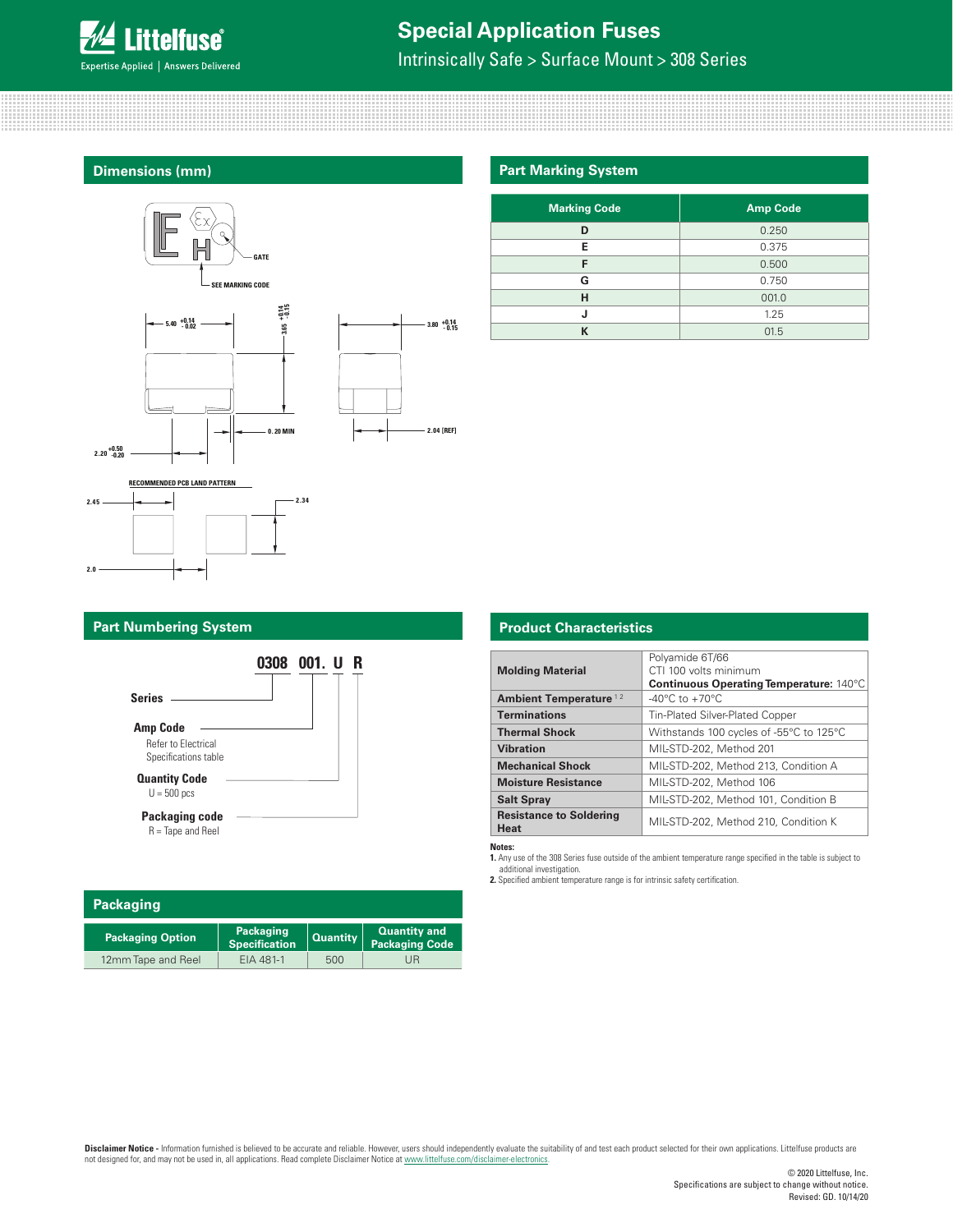# Special Application Fuses

Intrinsically Safe > Surface Mount > 308 Series

## Dimensions (mm)

GATE

SEE MARKING CODE

5.40 +0.14 -0.02

3.65 +0.14 -0.15

3.80 +0.14 -0.15

0.20 MIN

2.04 [REF]

2.20 +0.50 -0.20

RECOMMENDED PCB LAND PATTERN

2.45

2.34

2.0

## Part Marking System

| Marking Code | Amp Code |
|---|---|
| D | 0.250 |
| E | 0.375 |
| F | 0.500 |
| G | 0.750 |
| H | 001.0 |
| J | 1.25 |
| K | 01.5 |

## Part Numbering System

**0308 001. U R**

**Series**

**Amp Code**
Refer to Electrical Specifications table

**Quantity Code**
U = 500 pcs

**Packaging code**
R = Tape and Reel

## Product Characteristics

| | |
|---|---|
| **Molding Material** | Polyamide 6T/66<br>CTI 100 volts minimum<br>**Continuous Operating Temperature:** 140°C |
| **Ambient Temperature** [1 2] | -40°C to +70°C |
| **Terminations** | Tin-Plated Silver-Plated Copper |
| **Thermal Shock** | Withstands 100 cycles of -55°C to 125°C |
| **Vibration** | MIL-STD-202, Method 201 |
| **Mechanical Shock** | MIL-STD-202, Method 213, Condition A |
| **Moisture Resistance** | MIL-STD-202, Method 106 |
| **Salt Spray** | MIL-STD-202, Method 101, Condition B |
| **Resistance to Soldering Heat** | MIL-STD-202, Method 210, Condition K |

**Notes:**

**1.** Any use of the 308 Series fuse outside of the ambient temperature range specified in the table is subject to additional investigation.

**2.** Specified ambient temperature range is for intrinsic safety certification.

## Packaging

| Packaging Option | Packaging Specification | Quantity | Quantity and Packaging Code |
|---|---|---|---|
| 12mm Tape and Reel | EIA 481-1 | 500 | UR |

**Disclaimer Notice -** Information furnished is believed to be accurate and reliable. However, users should independently evaluate the suitability of and test each product selected for their own applications. Littelfuse products are not designed for, and may not be used in, all applications. Read complete Disclaimer Notice at www.littelfuse.com/disclaimer-electronics.

© 2020 Littelfuse, Inc.
Specifications are subject to change without notice.
Revised: GD. 10/14/20